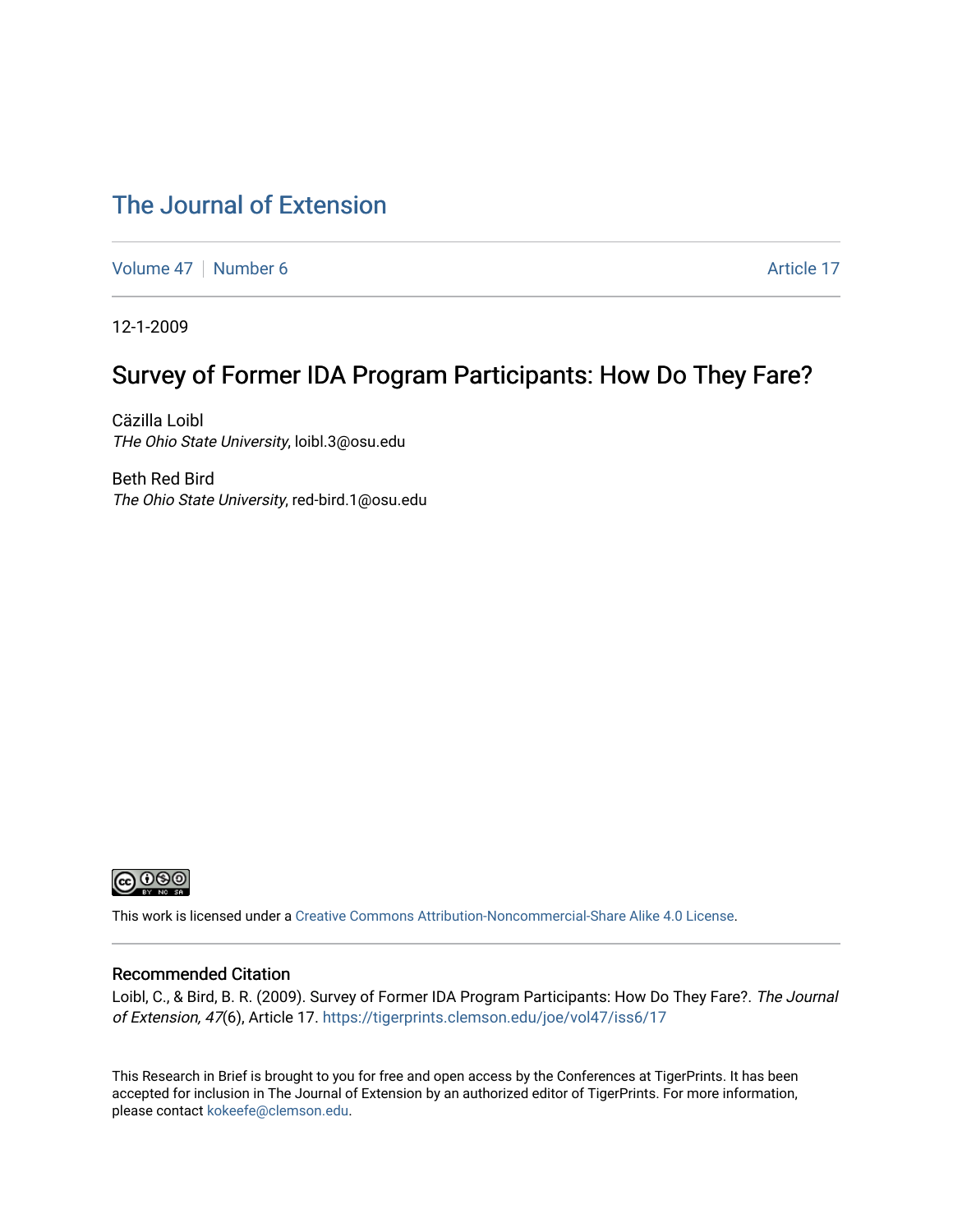# The Journal of Extension

Volume 47 | Number 6 | Article 17

12-1-2009

## Survey of Former IDA Program Participants: How Do They Fare?

Cäzilla Loibl
*THe Ohio State University*, loibl.3@osu.edu

Beth Red Bird
*The Ohio State University*, red-bird.1@osu.edu

This work is licensed under a Creative Commons Attribution-Noncommercial-Share Alike 4.0 License.

### Recommended Citation

Loibl, C., & Bird, B. R. (2009). Survey of Former IDA Program Participants: How Do They Fare?. *The Journal of Extension, 47*(6), Article 17. https://tigerprints.clemson.edu/joe/vol47/iss6/17

This Research in Brief is brought to you for free and open access by the Conferences at TigerPrints. It has been accepted for inclusion in The Journal of Extension by an authorized editor of TigerPrints. For more information, please contact kokeefe@clemson.edu.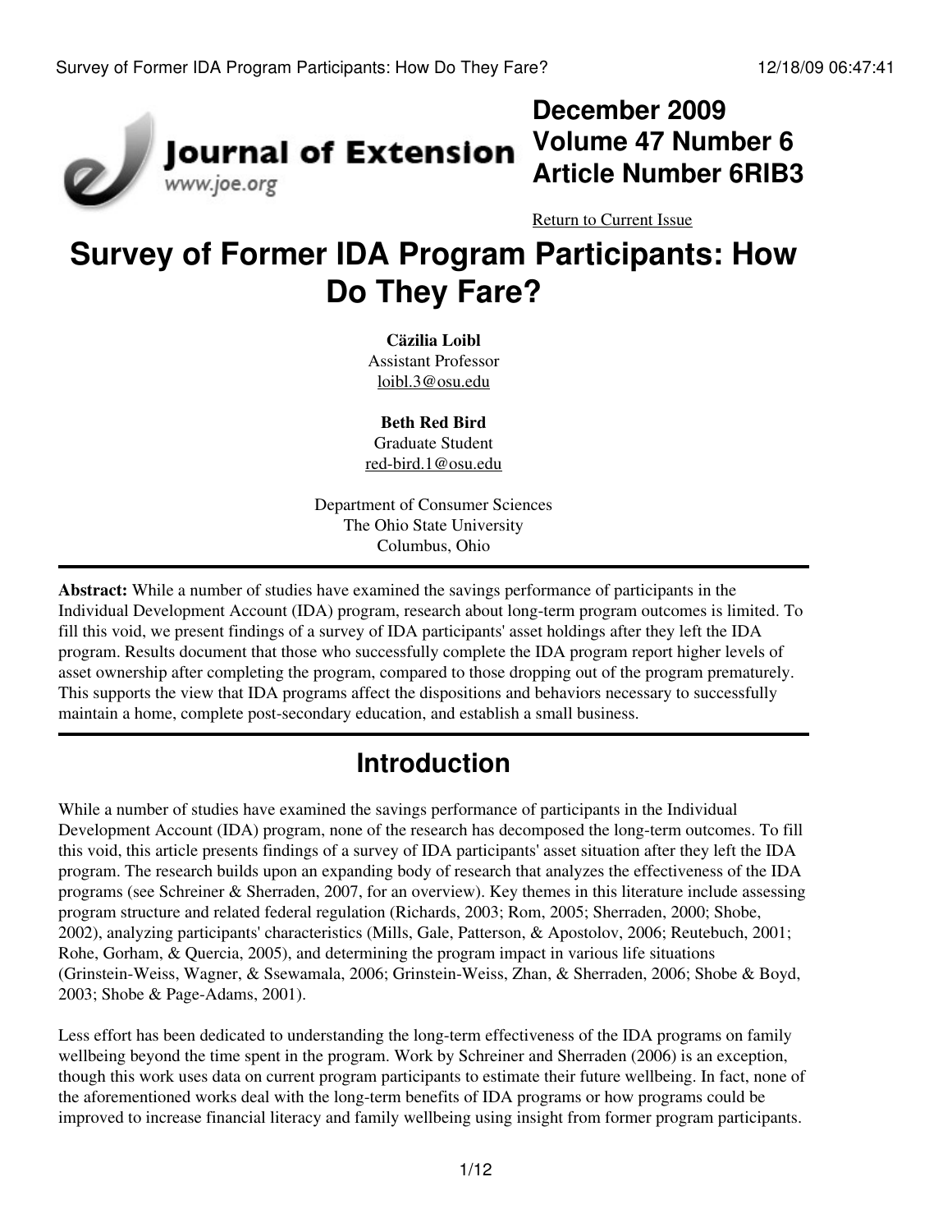December 2009
Volume 47 Number 6
Article Number 6RIB3

Return to Current Issue

# Survey of Former IDA Program Participants: How Do They Fare?

**Cäzilia Loibl**
Assistant Professor
loibl.3@osu.edu

**Beth Red Bird**
Graduate Student
red-bird.1@osu.edu

Department of Consumer Sciences
The Ohio State University
Columbus, Ohio

---

**Abstract:** While a number of studies have examined the savings performance of participants in the Individual Development Account (IDA) program, research about long-term program outcomes is limited. To fill this void, we present findings of a survey of IDA participants' asset holdings after they left the IDA program. Results document that those who successfully complete the IDA program report higher levels of asset ownership after completing the program, compared to those dropping out of the program prematurely. This supports the view that IDA programs affect the dispositions and behaviors necessary to successfully maintain a home, complete post-secondary education, and establish a small business.

---

## Introduction

While a number of studies have examined the savings performance of participants in the Individual Development Account (IDA) program, none of the research has decomposed the long-term outcomes. To fill this void, this article presents findings of a survey of IDA participants' asset situation after they left the IDA program. The research builds upon an expanding body of research that analyzes the effectiveness of the IDA programs (see Schreiner & Sherraden, 2007, for an overview). Key themes in this literature include assessing program structure and related federal regulation (Richards, 2003; Rom, 2005; Sherraden, 2000; Shobe, 2002), analyzing participants' characteristics (Mills, Gale, Patterson, & Apostolov, 2006; Reutebuch, 2001; Rohe, Gorham, & Quercia, 2005), and determining the program impact in various life situations (Grinstein-Weiss, Wagner, & Ssewamala, 2006; Grinstein-Weiss, Zhan, & Sherraden, 2006; Shobe & Boyd, 2003; Shobe & Page-Adams, 2001).

Less effort has been dedicated to understanding the long-term effectiveness of the IDA programs on family wellbeing beyond the time spent in the program. Work by Schreiner and Sherraden (2006) is an exception, though this work uses data on current program participants to estimate their future wellbeing. In fact, none of the aforementioned works deal with the long-term benefits of IDA programs or how programs could be improved to increase financial literacy and family wellbeing using insight from former program participants.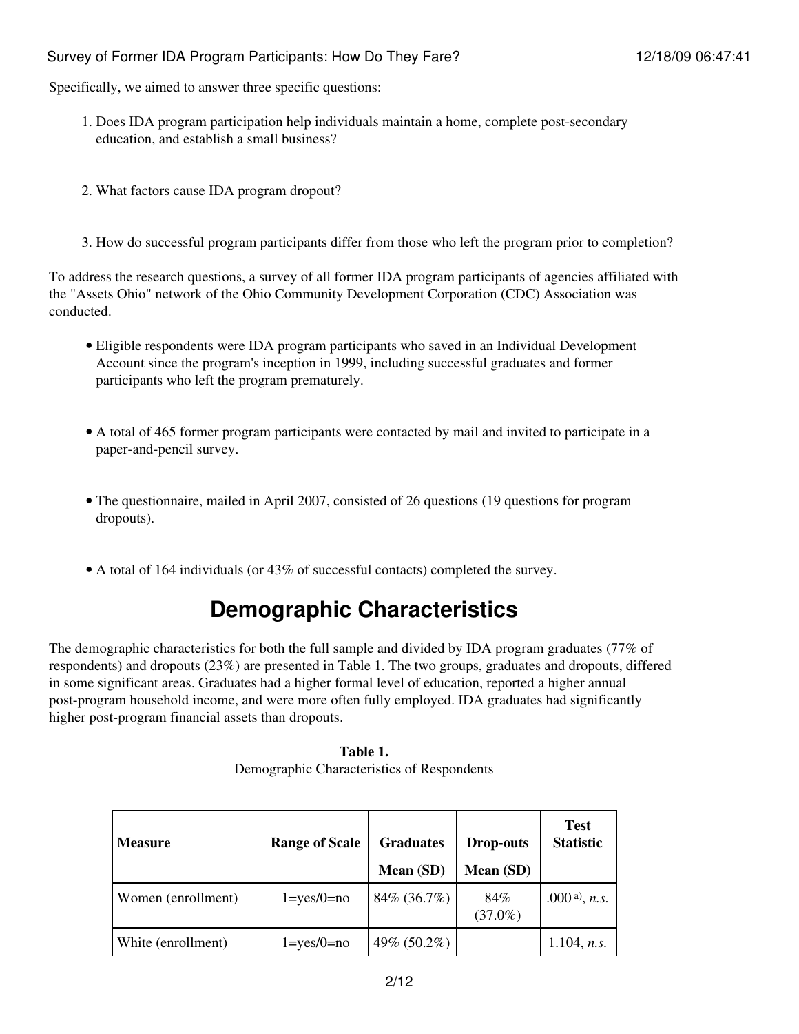Specifically, we aimed to answer three specific questions:

1. Does IDA program participation help individuals maintain a home, complete post-secondary education, and establish a small business?

2. What factors cause IDA program dropout?

3. How do successful program participants differ from those who left the program prior to completion?

To address the research questions, a survey of all former IDA program participants of agencies affiliated with the "Assets Ohio" network of the Ohio Community Development Corporation (CDC) Association was conducted.

- Eligible respondents were IDA program participants who saved in an Individual Development Account since the program's inception in 1999, including successful graduates and former participants who left the program prematurely.

- A total of 465 former program participants were contacted by mail and invited to participate in a paper-and-pencil survey.

- The questionnaire, mailed in April 2007, consisted of 26 questions (19 questions for program dropouts).

- A total of 164 individuals (or 43% of successful contacts) completed the survey.

# Demographic Characteristics

The demographic characteristics for both the full sample and divided by IDA program graduates (77% of respondents) and dropouts (23%) are presented in Table 1. The two groups, graduates and dropouts, differed in some significant areas. Graduates had a higher formal level of education, reported a higher annual post-program household income, and were more often fully employed. IDA graduates had significantly higher post-program financial assets than dropouts.

**Table 1.**
Demographic Characteristics of Respondents

| Measure | Range of Scale | Graduates | Drop-outs | Test Statistic |
|---|---|---|---|---|
| | | Mean (SD) | Mean (SD) | |
| Women (enrollment) | 1=yes/0=no | 84% (36.7%) | 84% (37.0%) | .000 a), *n.s.* |
| White (enrollment) | 1=yes/0=no | 49% (50.2%) | | 1.104, *n.s.* |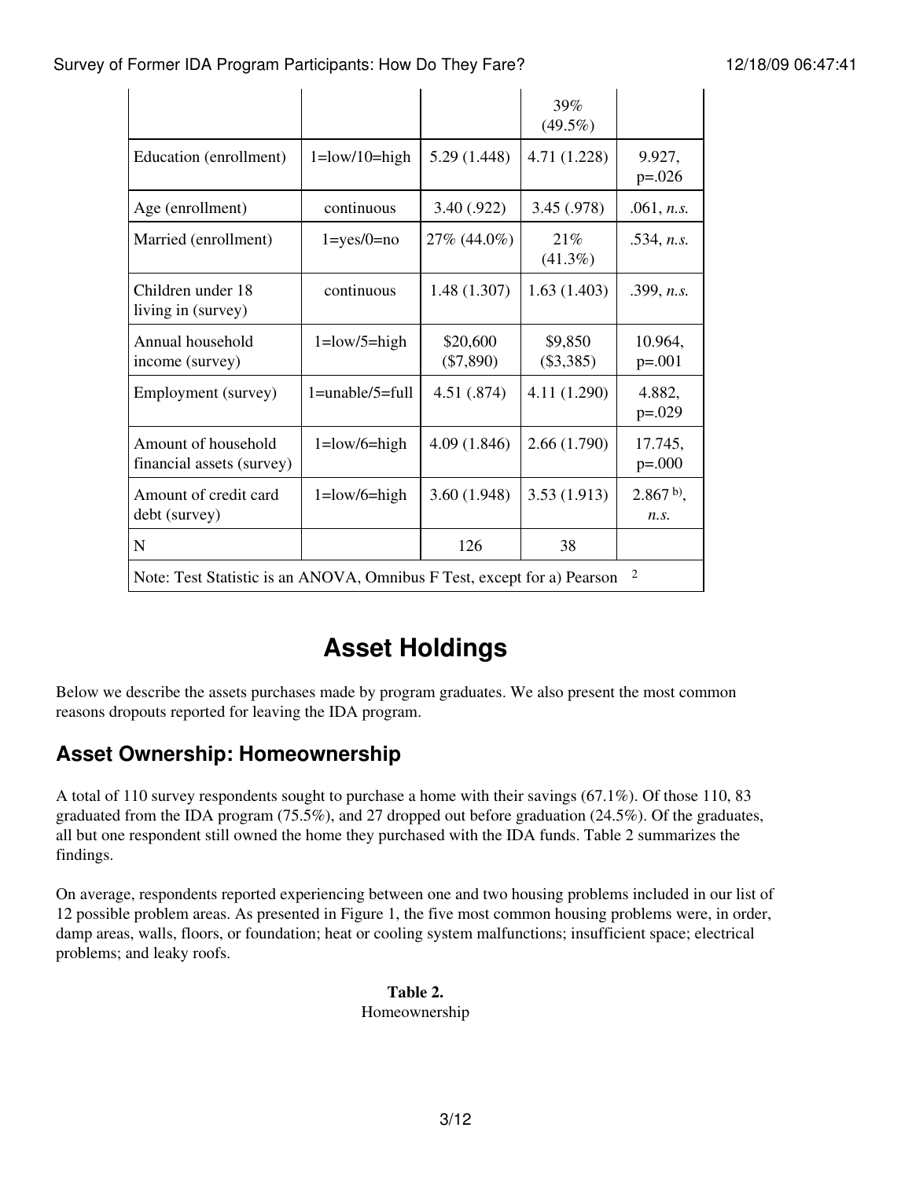| | | | 39% (49.5%) | |
|---|---|---|---|---|
| Education (enrollment) | 1=low/10=high | 5.29 (1.448) | 4.71 (1.228) | 9.927, p=.026 |
| Age (enrollment) | continuous | 3.40 (.922) | 3.45 (.978) | .061, *n.s.* |
| Married (enrollment) | 1=yes/0=no | 27% (44.0%) | 21% (41.3%) | .534, *n.s.* |
| Children under 18 living in (survey) | continuous | 1.48 (1.307) | 1.63 (1.403) | .399, *n.s.* |
| Annual household income (survey) | 1=low/5=high | $20,600 ($7,890) | $9,850 ($3,385) | 10.964, p=.001 |
| Employment (survey) | 1=unable/5=full | 4.51 (.874) | 4.11 (1.290) | 4.882, p=.029 |
| Amount of household financial assets (survey) | 1=low/6=high | 4.09 (1.846) | 2.66 (1.790) | 17.745, p=.000 |
| Amount of credit card debt (survey) | 1=low/6=high | 3.60 (1.948) | 3.53 (1.913) | 2.867 [b)], *n.s.* |
| N | | 126 | 38 | |
| Note: Test Statistic is an ANOVA, Omnibus F Test, except for a) Pearson $^2$ | | | | |

# Asset Holdings

Below we describe the assets purchases made by program graduates. We also present the most common reasons dropouts reported for leaving the IDA program.

## Asset Ownership: Homeownership

A total of 110 survey respondents sought to purchase a home with their savings (67.1%). Of those 110, 83 graduated from the IDA program (75.5%), and 27 dropped out before graduation (24.5%). Of the graduates, all but one respondent still owned the home they purchased with the IDA funds. Table 2 summarizes the findings.

On average, respondents reported experiencing between one and two housing problems included in our list of 12 possible problem areas. As presented in Figure 1, the five most common housing problems were, in order, damp areas, walls, floors, or foundation; heat or cooling system malfunctions; insufficient space; electrical problems; and leaky roofs.

**Table 2.**
Homeownership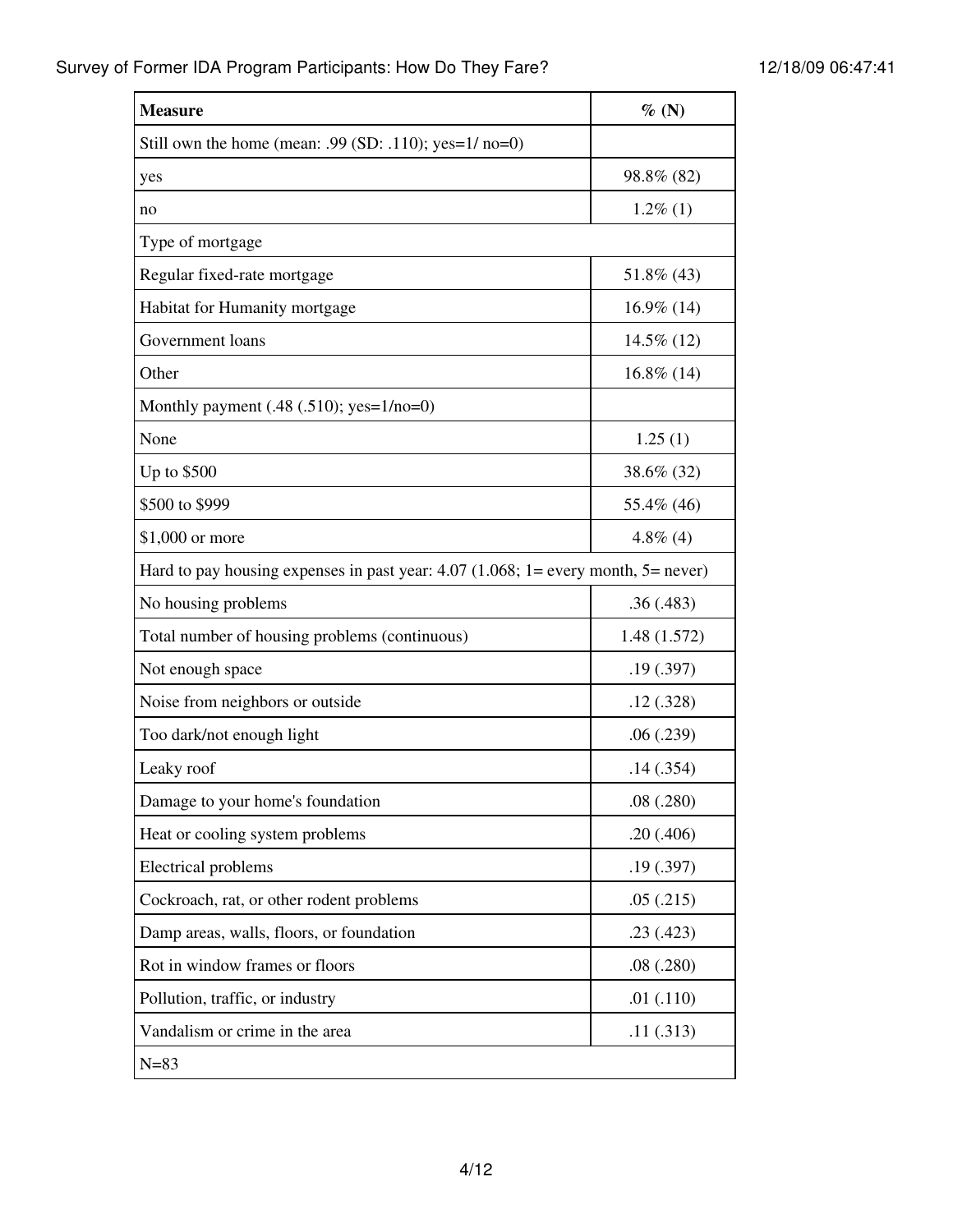| Measure | % (N) |
|---|---|
| Still own the home (mean: .99 (SD: .110); yes=1/ no=0) | |
| yes | 98.8% (82) |
| no | 1.2% (1) |
| Type of mortgage | |
| Regular fixed-rate mortgage | 51.8% (43) |
| Habitat for Humanity mortgage | 16.9% (14) |
| Government loans | 14.5% (12) |
| Other | 16.8% (14) |
| Monthly payment (.48 (.510); yes=1/no=0) | |
| None | 1.25 (1) |
| Up to $500 | 38.6% (32) |
| $500 to $999 | 55.4% (46) |
| $1,000 or more | 4.8% (4) |
| Hard to pay housing expenses in past year: 4.07 (1.068; 1= every month, 5= never) | |
| No housing problems | .36 (.483) |
| Total number of housing problems (continuous) | 1.48 (1.572) |
| Not enough space | .19 (.397) |
| Noise from neighbors or outside | .12 (.328) |
| Too dark/not enough light | .06 (.239) |
| Leaky roof | .14 (.354) |
| Damage to your home's foundation | .08 (.280) |
| Heat or cooling system problems | .20 (.406) |
| Electrical problems | .19 (.397) |
| Cockroach, rat, or other rodent problems | .05 (.215) |
| Damp areas, walls, floors, or foundation | .23 (.423) |
| Rot in window frames or floors | .08 (.280) |
| Pollution, traffic, or industry | .01 (.110) |
| Vandalism or crime in the area | .11 (.313) |
| N=83 | |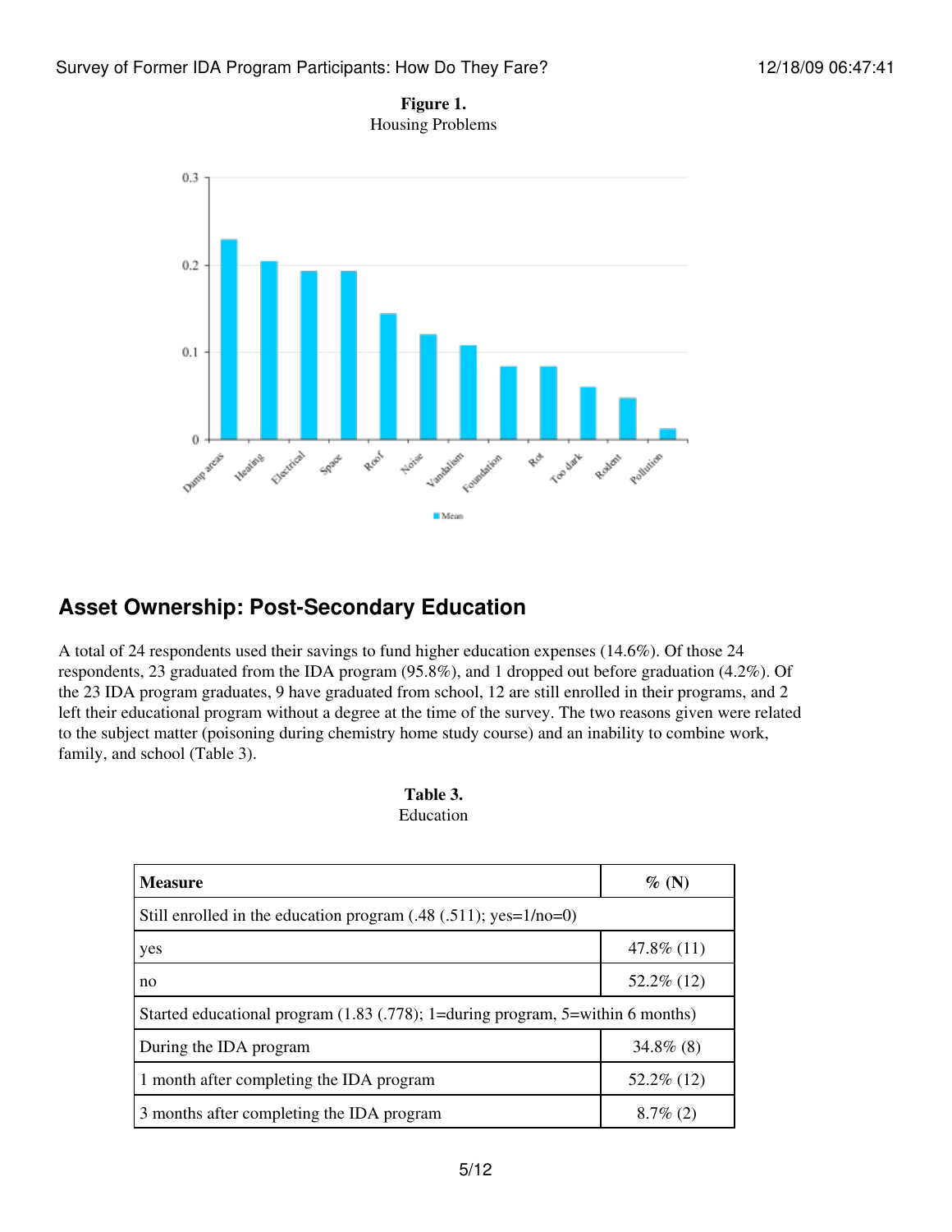**Figure 1.**
Housing Problems

## Asset Ownership: Post-Secondary Education

A total of 24 respondents used their savings to fund higher education expenses (14.6%). Of those 24 respondents, 23 graduated from the IDA program (95.8%), and 1 dropped out before graduation (4.2%). Of the 23 IDA program graduates, 9 have graduated from school, 12 are still enrolled in their programs, and 2 left their educational program without a degree at the time of the survey. The two reasons given were related to the subject matter (poisoning during chemistry home study course) and an inability to combine work, family, and school (Table 3).

**Table 3.**
Education

| Measure | % (N) |
|---|---|
| Still enrolled in the education program (.48 (.511); yes=1/no=0) | |
| yes | 47.8% (11) |
| no | 52.2% (12) |
| Started educational program (1.83 (.778); 1=during program, 5=within 6 months) | |
| During the IDA program | 34.8% (8) |
| 1 month after completing the IDA program | 52.2% (12) |
| 3 months after completing the IDA program | 8.7% (2) |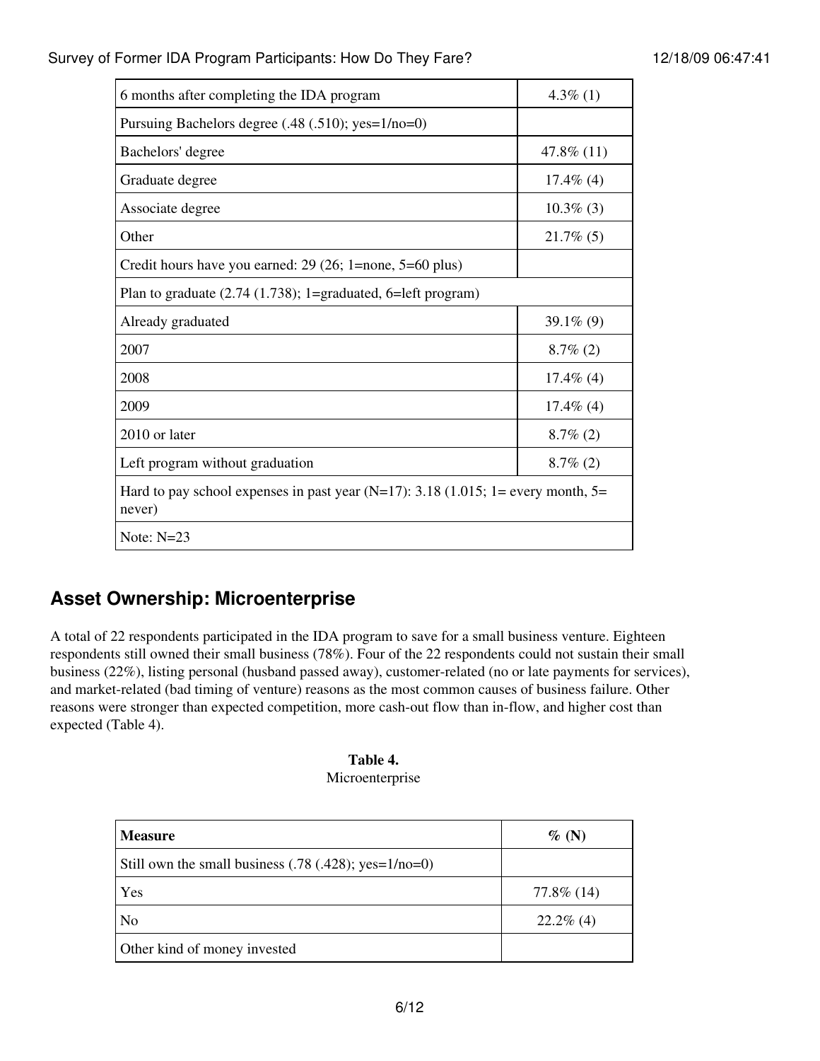| | |
|---|---|
| 6 months after completing the IDA program | 4.3% (1) |
| Pursuing Bachelors degree (.48 (.510); yes=1/no=0) | |
| Bachelors' degree | 47.8% (11) |
| Graduate degree | 17.4% (4) |
| Associate degree | 10.3% (3) |
| Other | 21.7% (5) |
| Credit hours have you earned: 29 (26; 1=none, 5=60 plus) | |
| Plan to graduate (2.74 (1.738); 1=graduated, 6=left program) | |
| Already graduated | 39.1% (9) |
| 2007 | 8.7% (2) |
| 2008 | 17.4% (4) |
| 2009 | 17.4% (4) |
| 2010 or later | 8.7% (2) |
| Left program without graduation | 8.7% (2) |
| Hard to pay school expenses in past year (N=17): 3.18 (1.015; 1= every month, 5= never) | |
| Note: N=23 | |

## Asset Ownership: Microenterprise

A total of 22 respondents participated in the IDA program to save for a small business venture. Eighteen respondents still owned their small business (78%). Four of the 22 respondents could not sustain their small business (22%), listing personal (husband passed away), customer-related (no or late payments for services), and market-related (bad timing of venture) reasons as the most common causes of business failure. Other reasons were stronger than expected competition, more cash-out flow than in-flow, and higher cost than expected (Table 4).

**Table 4.**
Microenterprise

| **Measure** | **% (N)** |
|---|---|
| Still own the small business (.78 (.428); yes=1/no=0) | |
| Yes | 77.8% (14) |
| No | 22.2% (4) |
| Other kind of money invested | |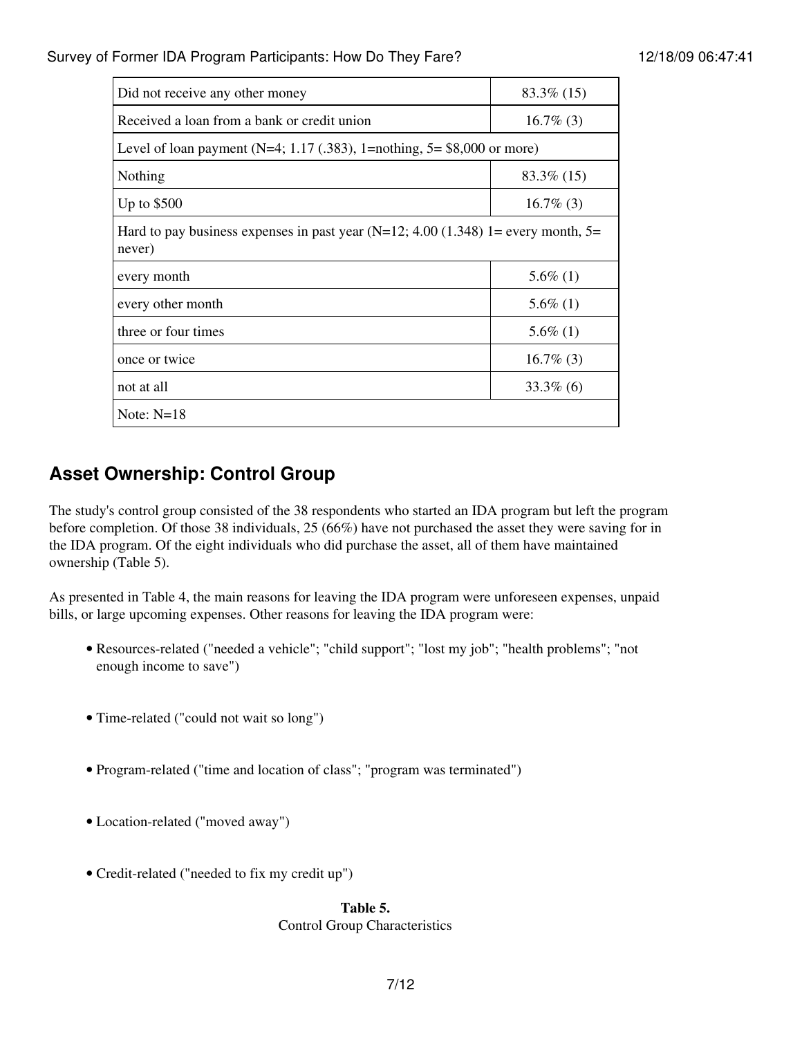| | |
|---|---|
| Did not receive any other money | 83.3% (15) |
| Received a loan from a bank or credit union | 16.7% (3) |
| Level of loan payment (N=4; 1.17 (.383), 1=nothing, 5= $8,000 or more) | |
| Nothing | 83.3% (15) |
| Up to $500 | 16.7% (3) |
| Hard to pay business expenses in past year (N=12; 4.00 (1.348) 1= every month, 5= never) | |
| every month | 5.6% (1) |
| every other month | 5.6% (1) |
| three or four times | 5.6% (1) |
| once or twice | 16.7% (3) |
| not at all | 33.3% (6) |
| Note: N=18 | |

## Asset Ownership: Control Group

The study's control group consisted of the 38 respondents who started an IDA program but left the program before completion. Of those 38 individuals, 25 (66%) have not purchased the asset they were saving for in the IDA program. Of the eight individuals who did purchase the asset, all of them have maintained ownership (Table 5).

As presented in Table 4, the main reasons for leaving the IDA program were unforeseen expenses, unpaid bills, or large upcoming expenses. Other reasons for leaving the IDA program were:

- Resources-related ("needed a vehicle"; "child support"; "lost my job"; "health problems"; "not enough income to save")
- Time-related ("could not wait so long")
- Program-related ("time and location of class"; "program was terminated")
- Location-related ("moved away")
- Credit-related ("needed to fix my credit up")

**Table 5.**
Control Group Characteristics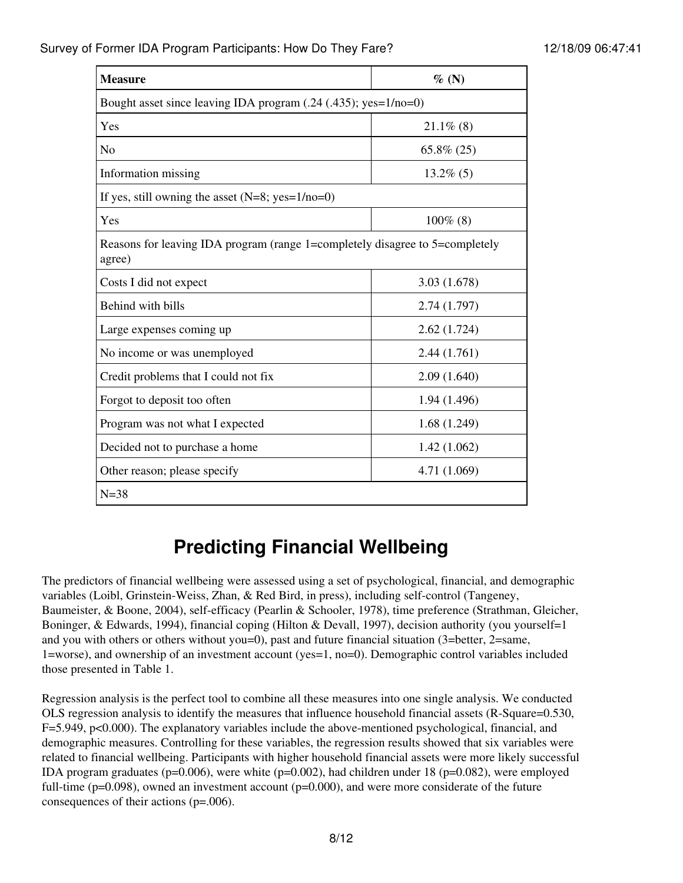| Measure | % (N) |
| --- | --- |
| Bought asset since leaving IDA program (.24 (.435); yes=1/no=0) | |
| Yes | 21.1% (8) |
| No | 65.8% (25) |
| Information missing | 13.2% (5) |
| If yes, still owning the asset (N=8; yes=1/no=0) | |
| Yes | 100% (8) |
| Reasons for leaving IDA program (range 1=completely disagree to 5=completely agree) | |
| Costs I did not expect | 3.03 (1.678) |
| Behind with bills | 2.74 (1.797) |
| Large expenses coming up | 2.62 (1.724) |
| No income or was unemployed | 2.44 (1.761) |
| Credit problems that I could not fix | 2.09 (1.640) |
| Forgot to deposit too often | 1.94 (1.496) |
| Program was not what I expected | 1.68 (1.249) |
| Decided not to purchase a home | 1.42 (1.062) |
| Other reason; please specify | 4.71 (1.069) |
| N=38 | |

# Predicting Financial Wellbeing

The predictors of financial wellbeing were assessed using a set of psychological, financial, and demographic variables (Loibl, Grinstein-Weiss, Zhan, & Red Bird, in press), including self-control (Tangeney, Baumeister, & Boone, 2004), self-efficacy (Pearlin & Schooler, 1978), time preference (Strathman, Gleicher, Boninger, & Edwards, 1994), financial coping (Hilton & Devall, 1997), decision authority (you yourself=1 and you with others or others without you=0), past and future financial situation (3=better, 2=same, 1=worse), and ownership of an investment account (yes=1, no=0). Demographic control variables included those presented in Table 1.

Regression analysis is the perfect tool to combine all these measures into one single analysis. We conducted OLS regression analysis to identify the measures that influence household financial assets (R-Square=0.530, F=5.949, $p<0.000$). The explanatory variables include the above-mentioned psychological, financial, and demographic measures. Controlling for these variables, the regression results showed that six variables were related to financial wellbeing. Participants with higher household financial assets were more likely successful IDA program graduates ($p=0.006$), were white ($p=0.002$), had children under 18 ($p=0.082$), were employed full-time ($p=0.098$), owned an investment account ($p=0.000$), and were more considerate of the future consequences of their actions ($p=.006$).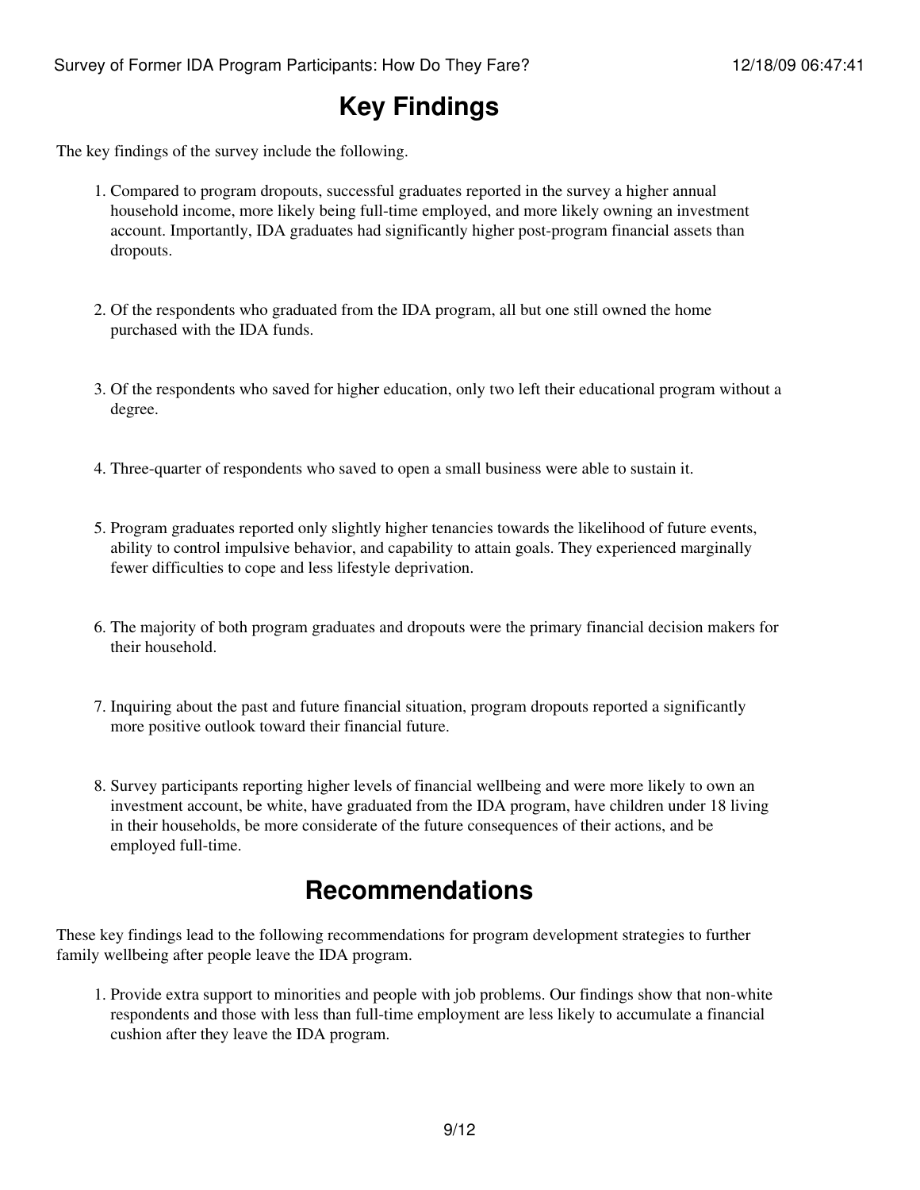## Key Findings

The key findings of the survey include the following.

1. Compared to program dropouts, successful graduates reported in the survey a higher annual household income, more likely being full-time employed, and more likely owning an investment account. Importantly, IDA graduates had significantly higher post-program financial assets than dropouts.

2. Of the respondents who graduated from the IDA program, all but one still owned the home purchased with the IDA funds.

3. Of the respondents who saved for higher education, only two left their educational program without a degree.

4. Three-quarter of respondents who saved to open a small business were able to sustain it.

5. Program graduates reported only slightly higher tenancies towards the likelihood of future events, ability to control impulsive behavior, and capability to attain goals. They experienced marginally fewer difficulties to cope and less lifestyle deprivation.

6. The majority of both program graduates and dropouts were the primary financial decision makers for their household.

7. Inquiring about the past and future financial situation, program dropouts reported a significantly more positive outlook toward their financial future.

8. Survey participants reporting higher levels of financial wellbeing and were more likely to own an investment account, be white, have graduated from the IDA program, have children under 18 living in their households, be more considerate of the future consequences of their actions, and be employed full-time.

## Recommendations

These key findings lead to the following recommendations for program development strategies to further family wellbeing after people leave the IDA program.

1. Provide extra support to minorities and people with job problems. Our findings show that non-white respondents and those with less than full-time employment are less likely to accumulate a financial cushion after they leave the IDA program.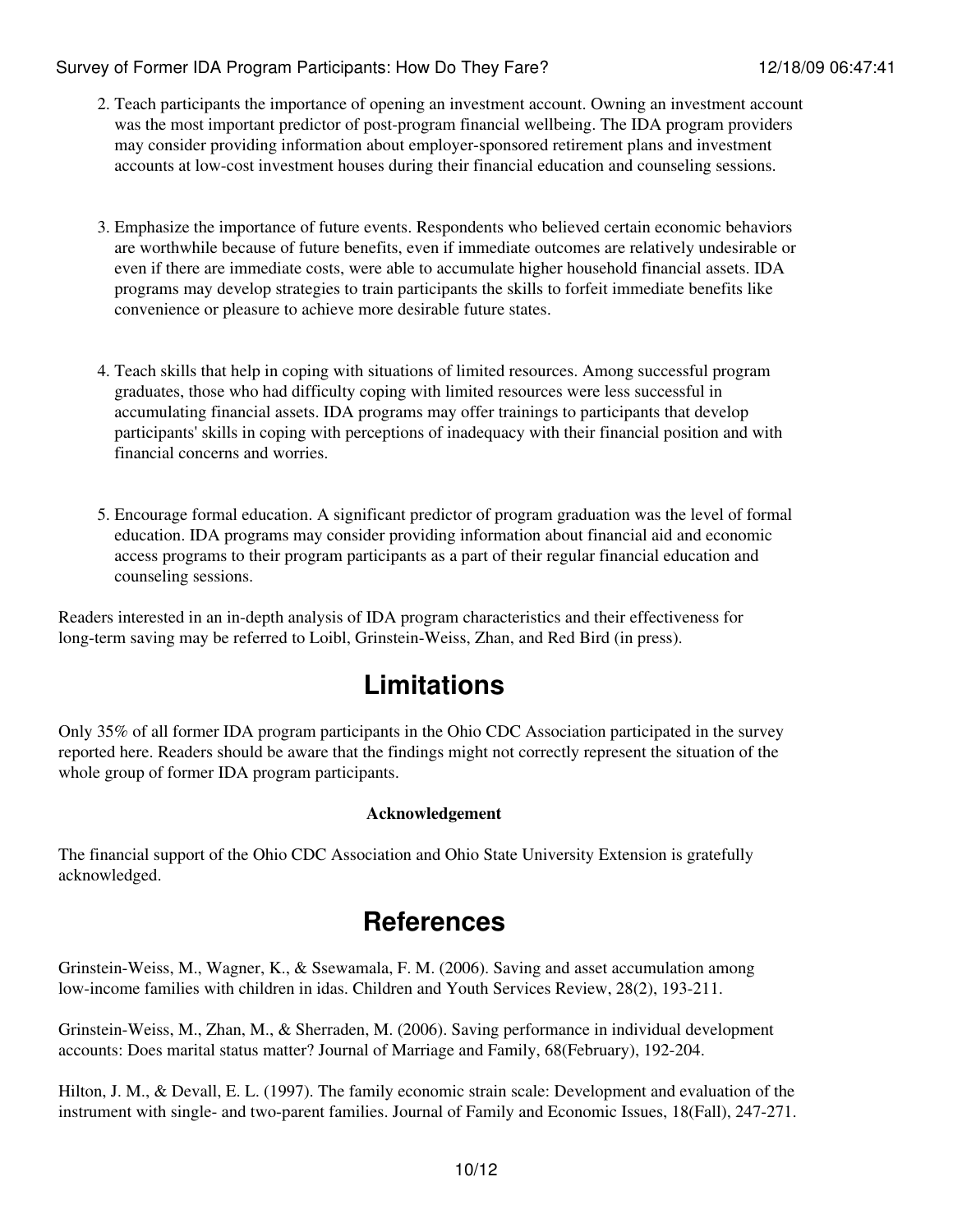2. Teach participants the importance of opening an investment account. Owning an investment account was the most important predictor of post-program financial wellbeing. The IDA program providers may consider providing information about employer-sponsored retirement plans and investment accounts at low-cost investment houses during their financial education and counseling sessions.

3. Emphasize the importance of future events. Respondents who believed certain economic behaviors are worthwhile because of future benefits, even if immediate outcomes are relatively undesirable or even if there are immediate costs, were able to accumulate higher household financial assets. IDA programs may develop strategies to train participants the skills to forfeit immediate benefits like convenience or pleasure to achieve more desirable future states.

4. Teach skills that help in coping with situations of limited resources. Among successful program graduates, those who had difficulty coping with limited resources were less successful in accumulating financial assets. IDA programs may offer trainings to participants that develop participants' skills in coping with perceptions of inadequacy with their financial position and with financial concerns and worries.

5. Encourage formal education. A significant predictor of program graduation was the level of formal education. IDA programs may consider providing information about financial aid and economic access programs to their program participants as a part of their regular financial education and counseling sessions.

Readers interested in an in-depth analysis of IDA program characteristics and their effectiveness for long-term saving may be referred to Loibl, Grinstein-Weiss, Zhan, and Red Bird (in press).

# Limitations

Only 35% of all former IDA program participants in the Ohio CDC Association participated in the survey reported here. Readers should be aware that the findings might not correctly represent the situation of the whole group of former IDA program participants.

**Acknowledgement**

The financial support of the Ohio CDC Association and Ohio State University Extension is gratefully acknowledged.

# References

Grinstein-Weiss, M., Wagner, K., & Ssewamala, F. M. (2006). Saving and asset accumulation among low-income families with children in idas. Children and Youth Services Review, 28(2), 193-211.

Grinstein-Weiss, M., Zhan, M., & Sherraden, M. (2006). Saving performance in individual development accounts: Does marital status matter? Journal of Marriage and Family, 68(February), 192-204.

Hilton, J. M., & Devall, E. L. (1997). The family economic strain scale: Development and evaluation of the instrument with single- and two-parent families. Journal of Family and Economic Issues, 18(Fall), 247-271.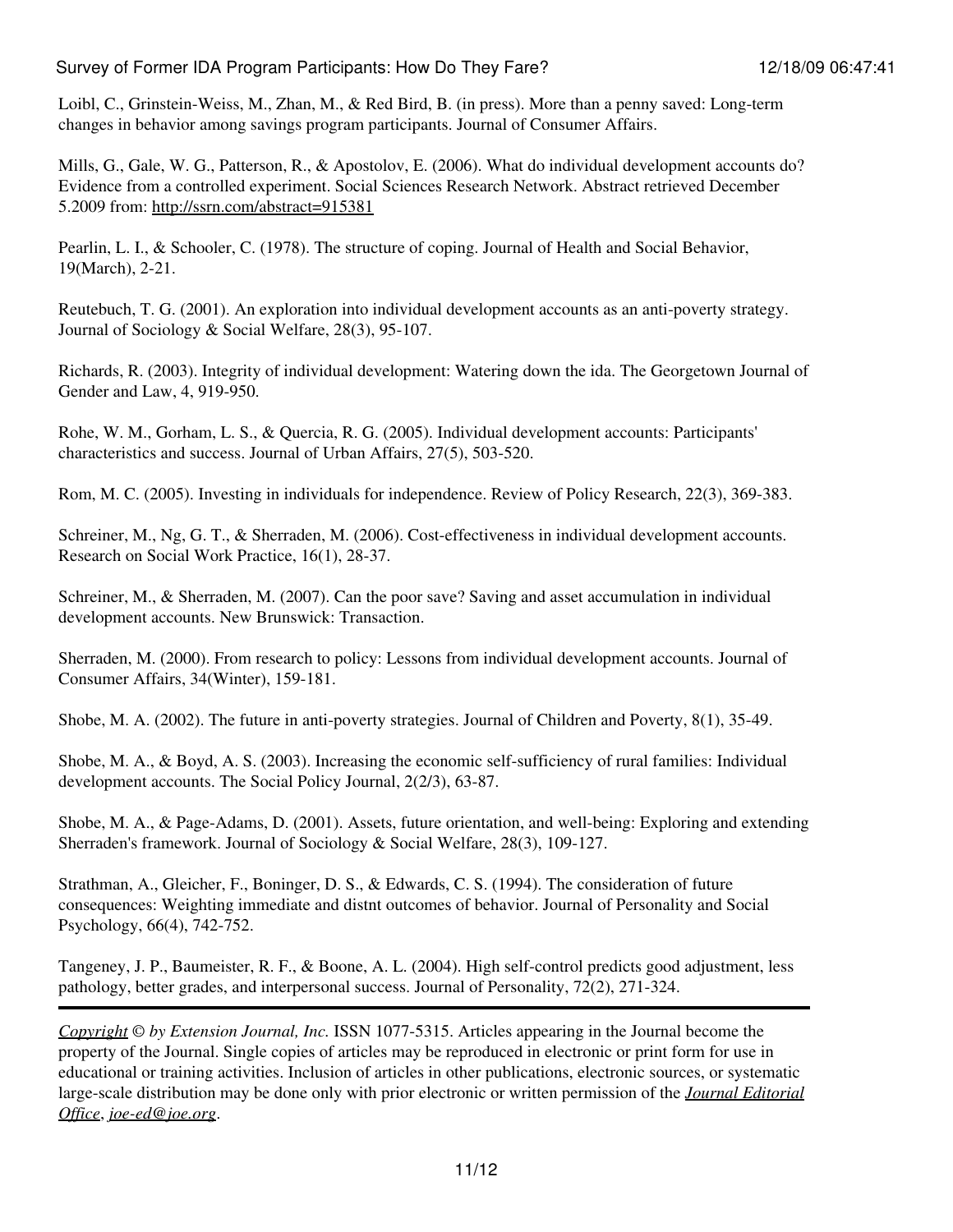Loibl, C., Grinstein-Weiss, M., Zhan, M., & Red Bird, B. (in press). More than a penny saved: Long-term changes in behavior among savings program participants. Journal of Consumer Affairs.

Mills, G., Gale, W. G., Patterson, R., & Apostolov, E. (2006). What do individual development accounts do? Evidence from a controlled experiment. Social Sciences Research Network. Abstract retrieved December 5.2009 from: http://ssrn.com/abstract=915381

Pearlin, L. I., & Schooler, C. (1978). The structure of coping. Journal of Health and Social Behavior, 19(March), 2-21.

Reutebuch, T. G. (2001). An exploration into individual development accounts as an anti-poverty strategy. Journal of Sociology & Social Welfare, 28(3), 95-107.

Richards, R. (2003). Integrity of individual development: Watering down the ida. The Georgetown Journal of Gender and Law, 4, 919-950.

Rohe, W. M., Gorham, L. S., & Quercia, R. G. (2005). Individual development accounts: Participants' characteristics and success. Journal of Urban Affairs, 27(5), 503-520.

Rom, M. C. (2005). Investing in individuals for independence. Review of Policy Research, 22(3), 369-383.

Schreiner, M., Ng, G. T., & Sherraden, M. (2006). Cost-effectiveness in individual development accounts. Research on Social Work Practice, 16(1), 28-37.

Schreiner, M., & Sherraden, M. (2007). Can the poor save? Saving and asset accumulation in individual development accounts. New Brunswick: Transaction.

Sherraden, M. (2000). From research to policy: Lessons from individual development accounts. Journal of Consumer Affairs, 34(Winter), 159-181.

Shobe, M. A. (2002). The future in anti-poverty strategies. Journal of Children and Poverty, 8(1), 35-49.

Shobe, M. A., & Boyd, A. S. (2003). Increasing the economic self-sufficiency of rural families: Individual development accounts. The Social Policy Journal, 2(2/3), 63-87.

Shobe, M. A., & Page-Adams, D. (2001). Assets, future orientation, and well-being: Exploring and extending Sherraden's framework. Journal of Sociology & Social Welfare, 28(3), 109-127.

Strathman, A., Gleicher, F., Boninger, D. S., & Edwards, C. S. (1994). The consideration of future consequences: Weighting immediate and distnt outcomes of behavior. Journal of Personality and Social Psychology, 66(4), 742-752.

Tangeney, J. P., Baumeister, R. F., & Boone, A. L. (2004). High self-control predicts good adjustment, less pathology, better grades, and interpersonal success. Journal of Personality, 72(2), 271-324.

---

*Copyright © by Extension Journal, Inc.* ISSN 1077-5315. Articles appearing in the Journal become the property of the Journal. Single copies of articles may be reproduced in electronic or print form for use in educational or training activities. Inclusion of articles in other publications, electronic sources, or systematic large-scale distribution may be done only with prior electronic or written permission of the *Journal Editorial Office*, *joe-ed@joe.org*.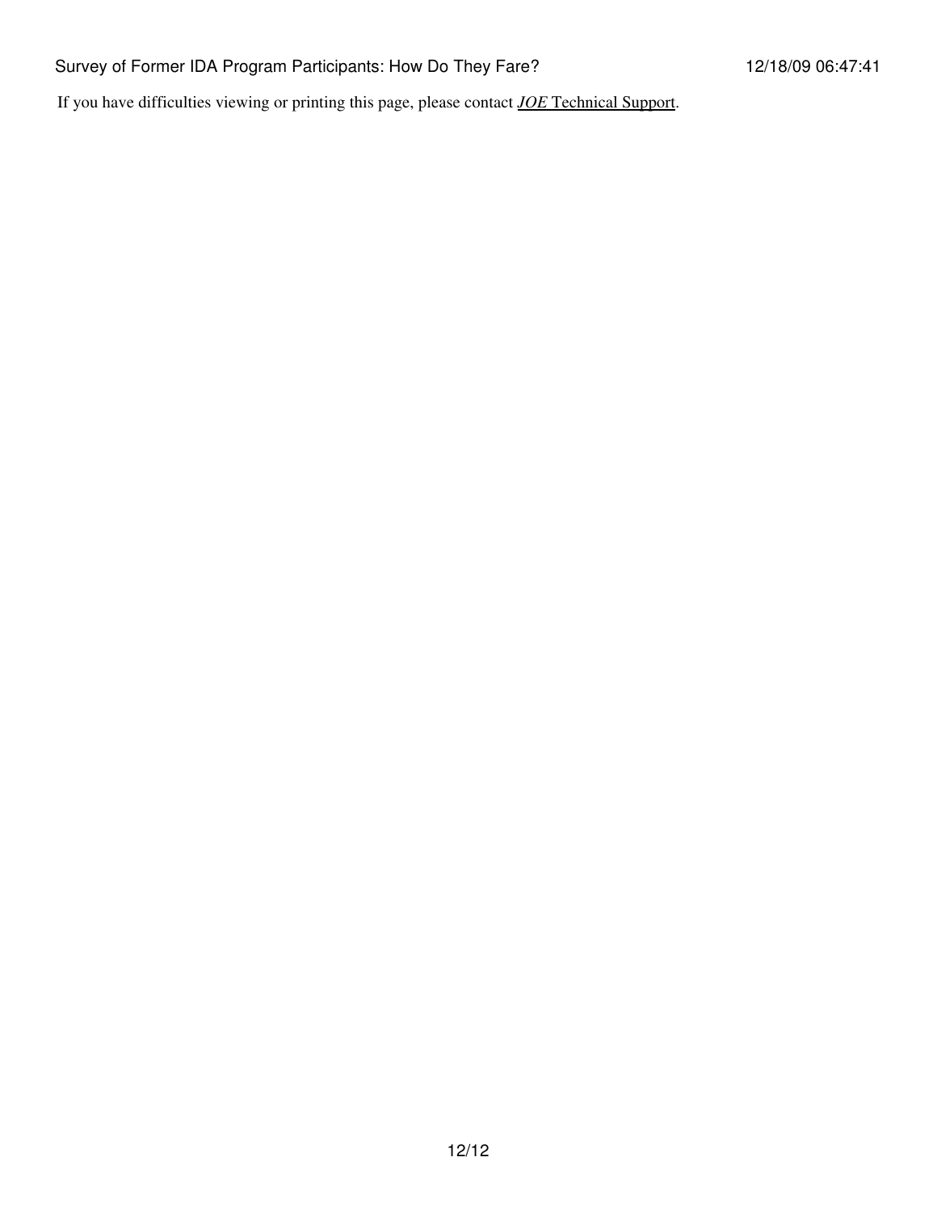If you have difficulties viewing or printing this page, please contact *JOE* Technical Support.